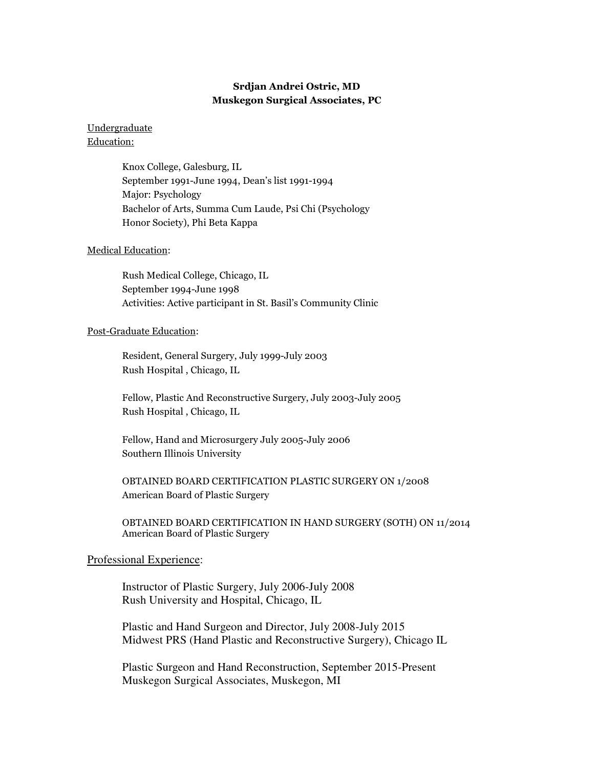**Srdjan Andrei Ostric, MD**
**Muskegon Surgical Associates, PC**

Undergraduate Education:

Knox College, Galesburg, IL
September 1991-June 1994, Dean's list 1991-1994
Major: Psychology
Bachelor of Arts, Summa Cum Laude, Psi Chi (Psychology Honor Society), Phi Beta Kappa

Medical Education:

Rush Medical College, Chicago, IL
September 1994-June 1998
Activities: Active participant in St. Basil's Community Clinic

Post-Graduate Education:

Resident, General Surgery, July 1999-July 2003
Rush Hospital , Chicago, IL

Fellow, Plastic And Reconstructive Surgery, July 2003-July 2005
Rush Hospital , Chicago, IL

Fellow, Hand and Microsurgery July 2005-July 2006
Southern Illinois University

OBTAINED BOARD CERTIFICATION PLASTIC SURGERY ON 1/2008
American Board of Plastic Surgery

OBTAINED BOARD CERTIFICATION IN HAND SURGERY (SOTH) ON 11/2014
American Board of Plastic Surgery

Professional Experience:

Instructor of Plastic Surgery, July 2006-July 2008
Rush University and Hospital, Chicago, IL

Plastic and Hand Surgeon and Director, July 2008-July 2015
Midwest PRS (Hand Plastic and Reconstructive Surgery), Chicago IL

Plastic Surgeon and Hand Reconstruction, September 2015-Present
Muskegon Surgical Associates, Muskegon, MI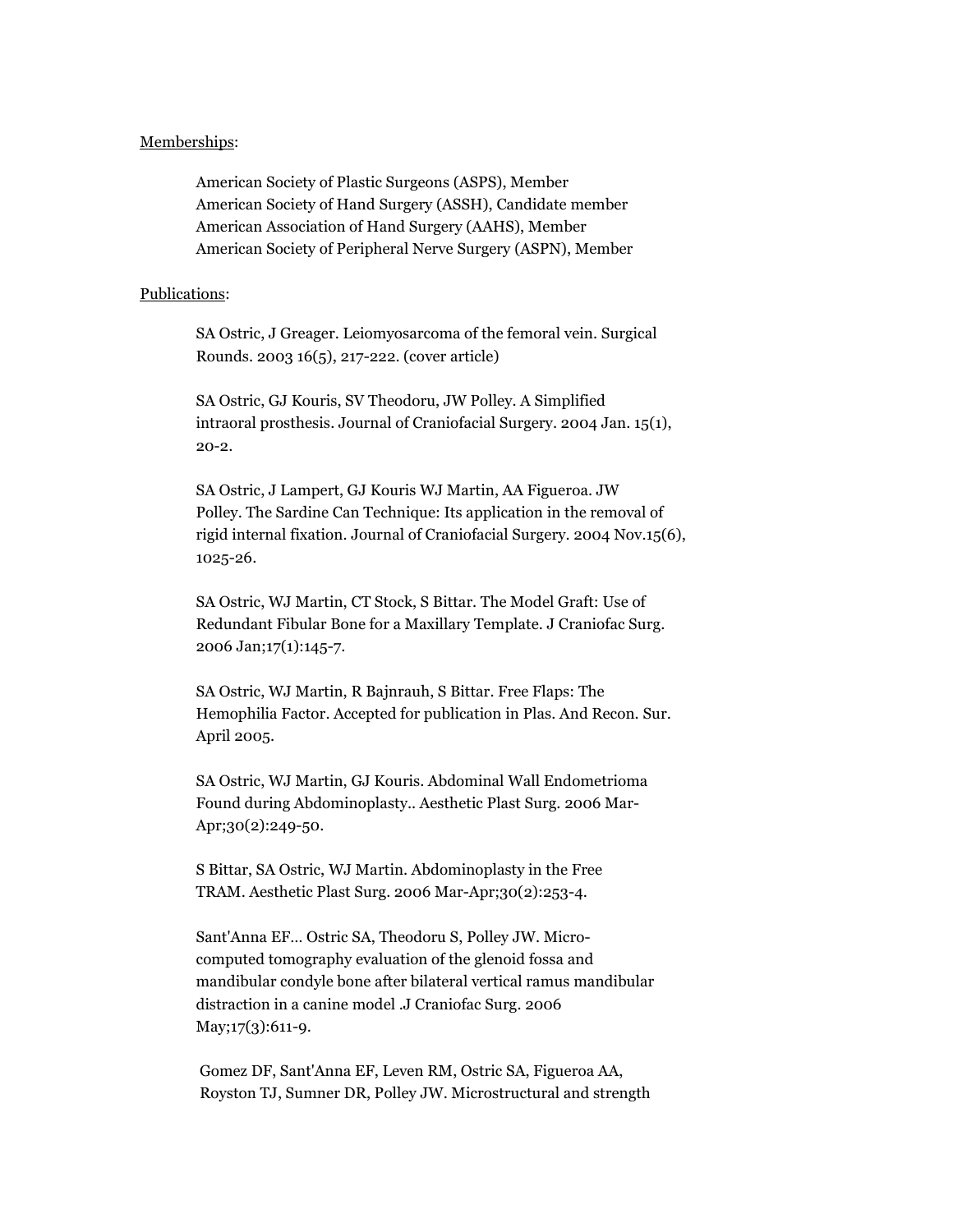<u>Memberships</u>:

American Society of Plastic Surgeons (ASPS), Member
American Society of Hand Surgery (ASSH), Candidate member
American Association of Hand Surgery (AAHS), Member
American Society of Peripheral Nerve Surgery (ASPN), Member

<u>Publications</u>:

SA Ostric, J Greager. Leiomyosarcoma of the femoral vein. Surgical Rounds. 2003 16(5), 217-222. (cover article)

SA Ostric, GJ Kouris, SV Theodoru, JW Polley. A Simplified intraoral prosthesis. Journal of Craniofacial Surgery. 2004 Jan. 15(1), 20-2.

SA Ostric, J Lampert, GJ Kouris WJ Martin, AA Figueroa. JW Polley. The Sardine Can Technique: Its application in the removal of rigid internal fixation. Journal of Craniofacial Surgery. 2004 Nov.15(6), 1025-26.

SA Ostric, WJ Martin, CT Stock, S Bittar. The Model Graft: Use of Redundant Fibular Bone for a Maxillary Template. J Craniofac Surg. 2006 Jan;17(1):145-7.

SA Ostric, WJ Martin, R Bajnrauh, S Bittar. Free Flaps: The Hemophilia Factor. Accepted for publication in Plas. And Recon. Sur. April 2005.

SA Ostric, WJ Martin, GJ Kouris. Abdominal Wall Endometrioma Found during Abdominoplasty.. Aesthetic Plast Surg. 2006 Mar-Apr;30(2):249-50.

S Bittar, SA Ostric, WJ Martin. Abdominoplasty in the Free TRAM. Aesthetic Plast Surg. 2006 Mar-Apr;30(2):253-4.

Sant'Anna EF... Ostric SA, Theodoru S, Polley JW. Micro-computed tomography evaluation of the glenoid fossa and mandibular condyle bone after bilateral vertical ramus mandibular distraction in a canine model .J Craniofac Surg. 2006 May;17(3):611-9.

Gomez DF, Sant'Anna EF, Leven RM, Ostric SA, Figueroa AA, Royston TJ, Sumner DR, Polley JW. Microstructural and strength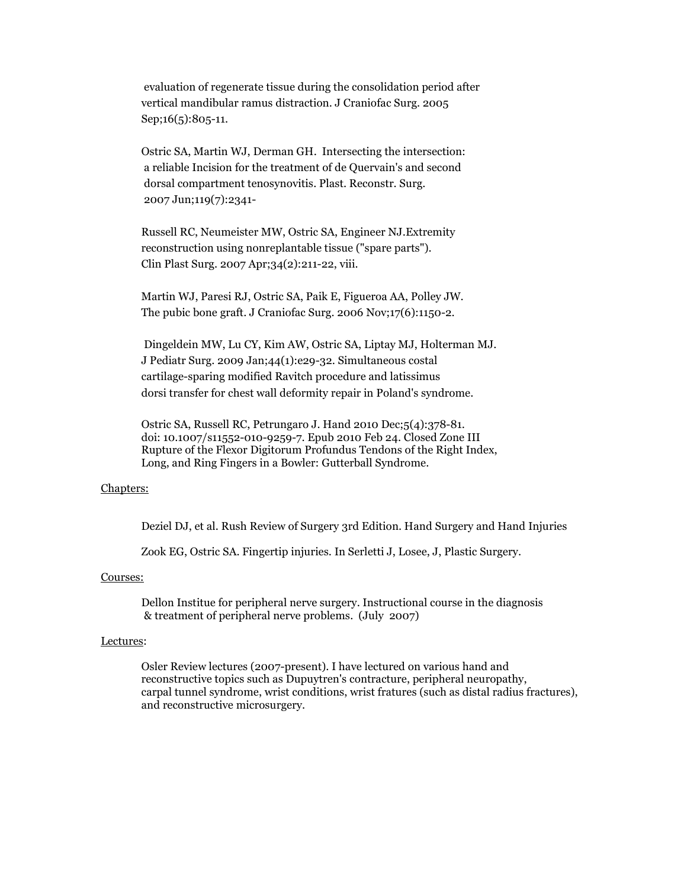evaluation of regenerate tissue during the consolidation period after vertical mandibular ramus distraction. J Craniofac Surg. 2005 Sep;16(5):805-11.

Ostric SA, Martin WJ, Derman GH. Intersecting the intersection: a reliable Incision for the treatment of de Quervain's and second dorsal compartment tenosynovitis. Plast. Reconstr. Surg. 2007 Jun;119(7):2341-

Russell RC, Neumeister MW, Ostric SA, Engineer NJ.Extremity reconstruction using nonreplantable tissue ("spare parts"). Clin Plast Surg. 2007 Apr;34(2):211-22, viii.

Martin WJ, Paresi RJ, Ostric SA, Paik E, Figueroa AA, Polley JW. The pubic bone graft. J Craniofac Surg. 2006 Nov;17(6):1150-2.

Dingeldein MW, Lu CY, Kim AW, Ostric SA, Liptay MJ, Holterman MJ. J Pediatr Surg. 2009 Jan;44(1):e29-32. Simultaneous costal cartilage-sparing modified Ravitch procedure and latissimus dorsi transfer for chest wall deformity repair in Poland's syndrome.

Ostric SA, Russell RC, Petrungaro J. Hand 2010 Dec;5(4):378-81. doi: 10.1007/s11552-010-9259-7. Epub 2010 Feb 24. Closed Zone III Rupture of the Flexor Digitorum Profundus Tendons of the Right Index, Long, and Ring Fingers in a Bowler: Gutterball Syndrome.

Chapters:

Deziel DJ, et al. Rush Review of Surgery 3rd Edition. Hand Surgery and Hand Injuries

Zook EG, Ostric SA. Fingertip injuries. In Serletti J, Losee, J, Plastic Surgery.

Courses:

Dellon Institue for peripheral nerve surgery. Instructional course in the diagnosis & treatment of peripheral nerve problems. (July 2007)

Lectures:

Osler Review lectures (2007-present). I have lectured on various hand and reconstructive topics such as Dupuytren's contracture, peripheral neuropathy, carpal tunnel syndrome, wrist conditions, wrist fratures (such as distal radius fractures), and reconstructive microsurgery.